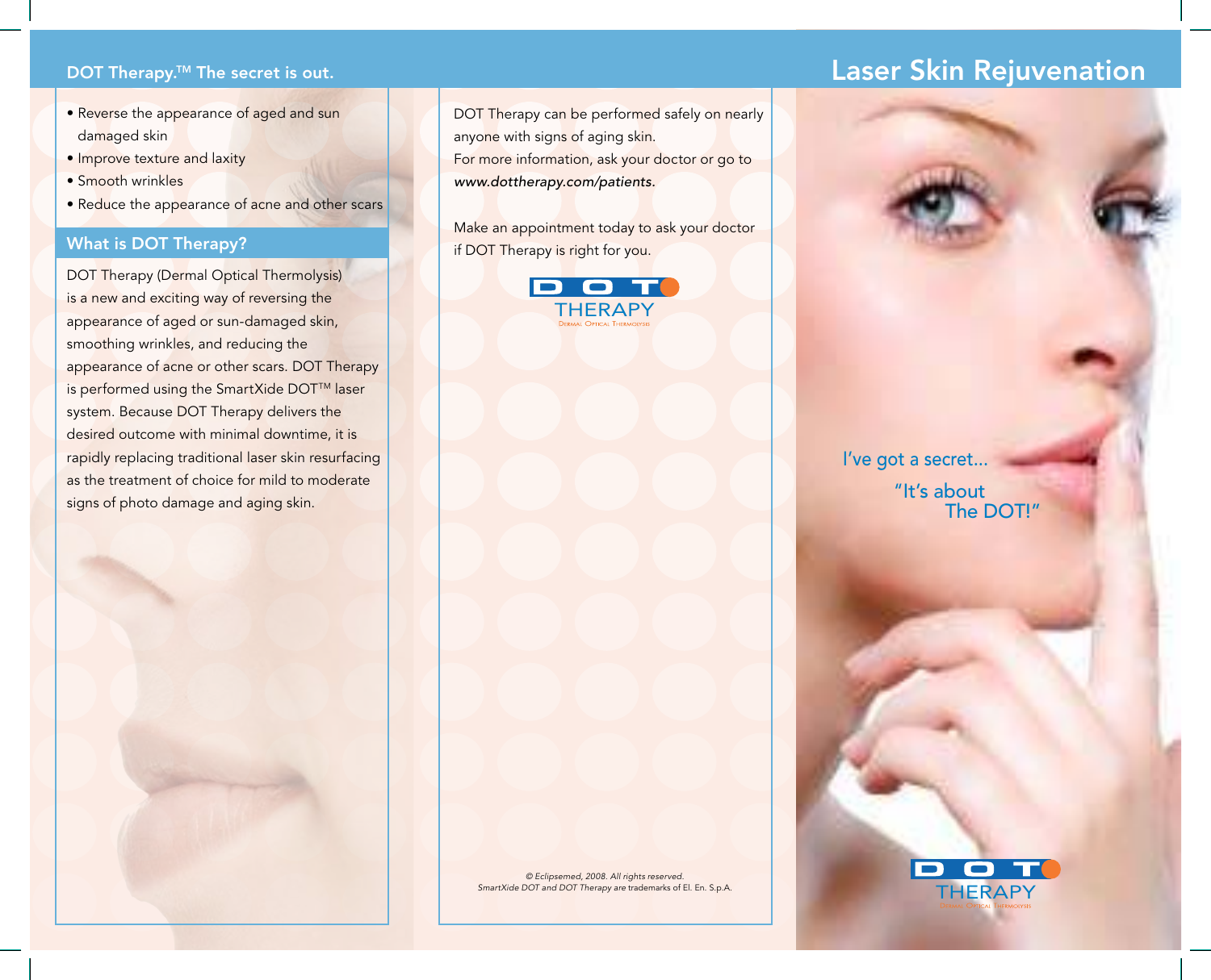## DOT Therapy.™ The secret is out.

- Reverse the appearance of aged and sun damaged skin
- Improve texture and laxity
- Smooth wrinkles
- Reduce the appearance of acne and other scars

## What is DOT Therapy?

DOT Therapy (Dermal Optical Thermolysis) is a new and exciting way of reversing the appearance of aged or sun-damaged skin, smoothing wrinkles, and reducing the appearance of acne or other scars. DOT Therapy is performed using the SmartXide DOT™ laser system. Because DOT Therapy delivers the desired outcome with minimal downtime, it is rapidly replacing traditional laser skin resurfacing as the treatment of choice for mild to moderate signs of photo damage and aging skin.

DOT Therapy can be performed safely on nearly anyone with signs of aging skin.
For more information, ask your doctor or go to *www.dottherapy.com/patients.*

Make an appointment today to ask your doctor if DOT Therapy is right for you.

DOT THERAPY
Dermal Optical Thermolysis

*© Eclipsemed, 2008. All rights reserved.*
*SmartXide DOT and DOT Therapy are* trademarks of El. En. S.p.A.

# Laser Skin Rejuvenation

I've got a secret...
"It's about The DOT!"

DOT THERAPY
Dermal Optical Thermolysis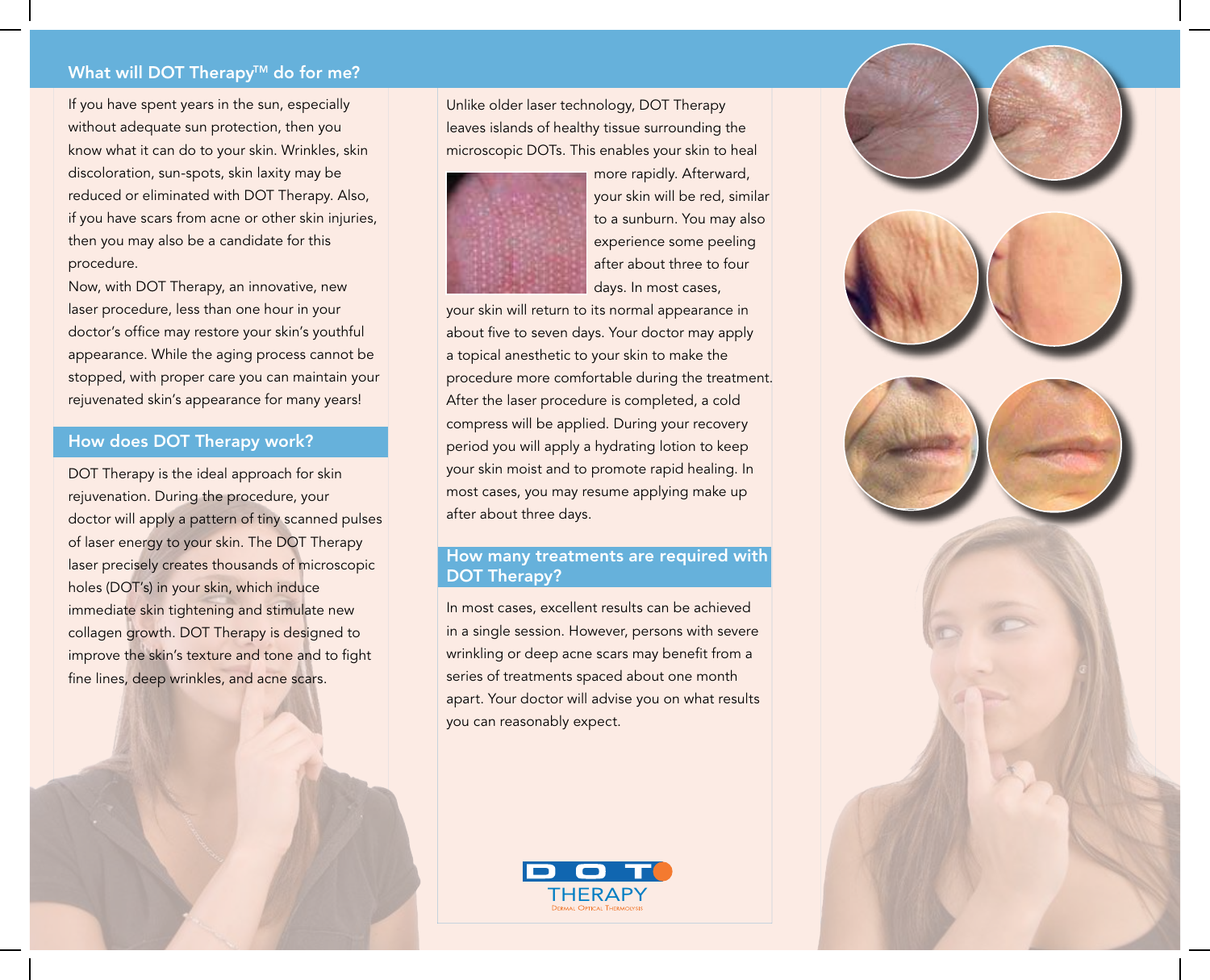## What will DOT Therapy™ do for me?

If you have spent years in the sun, especially without adequate sun protection, then you know what it can do to your skin. Wrinkles, skin discoloration, sun-spots, skin laxity may be reduced or eliminated with DOT Therapy. Also, if you have scars from acne or other skin injuries, then you may also be a candidate for this procedure.

Now, with DOT Therapy, an innovative, new laser procedure, less than one hour in your doctor's office may restore your skin's youthful appearance. While the aging process cannot be stopped, with proper care you can maintain your rejuvenated skin's appearance for many years!

## How does DOT Therapy work?

DOT Therapy is the ideal approach for skin rejuvenation. During the procedure, your doctor will apply a pattern of tiny scanned pulses of laser energy to your skin. The DOT Therapy laser precisely creates thousands of microscopic holes (DOT's) in your skin, which induce immediate skin tightening and stimulate new collagen growth. DOT Therapy is designed to improve the skin's texture and tone and to fight fine lines, deep wrinkles, and acne scars.

Unlike older laser technology, DOT Therapy leaves islands of healthy tissue surrounding the microscopic DOTs. This enables your skin to heal more rapidly. Afterward, your skin will be red, similar to a sunburn. You may also experience some peeling after about three to four days. In most cases, your skin will return to its normal appearance in about five to seven days. Your doctor may apply a topical anesthetic to your skin to make the procedure more comfortable during the treatment. After the laser procedure is completed, a cold compress will be applied. During your recovery period you will apply a hydrating lotion to keep your skin moist and to promote rapid healing. In most cases, you may resume applying make up after about three days.

## How many treatments are required with DOT Therapy?

In most cases, excellent results can be achieved in a single session. However, persons with severe wrinkling or deep acne scars may benefit from a series of treatments spaced about one month apart. Your doctor will advise you on what results you can reasonably expect.

DOT THERAPY
Dermal Optical Thermolysis